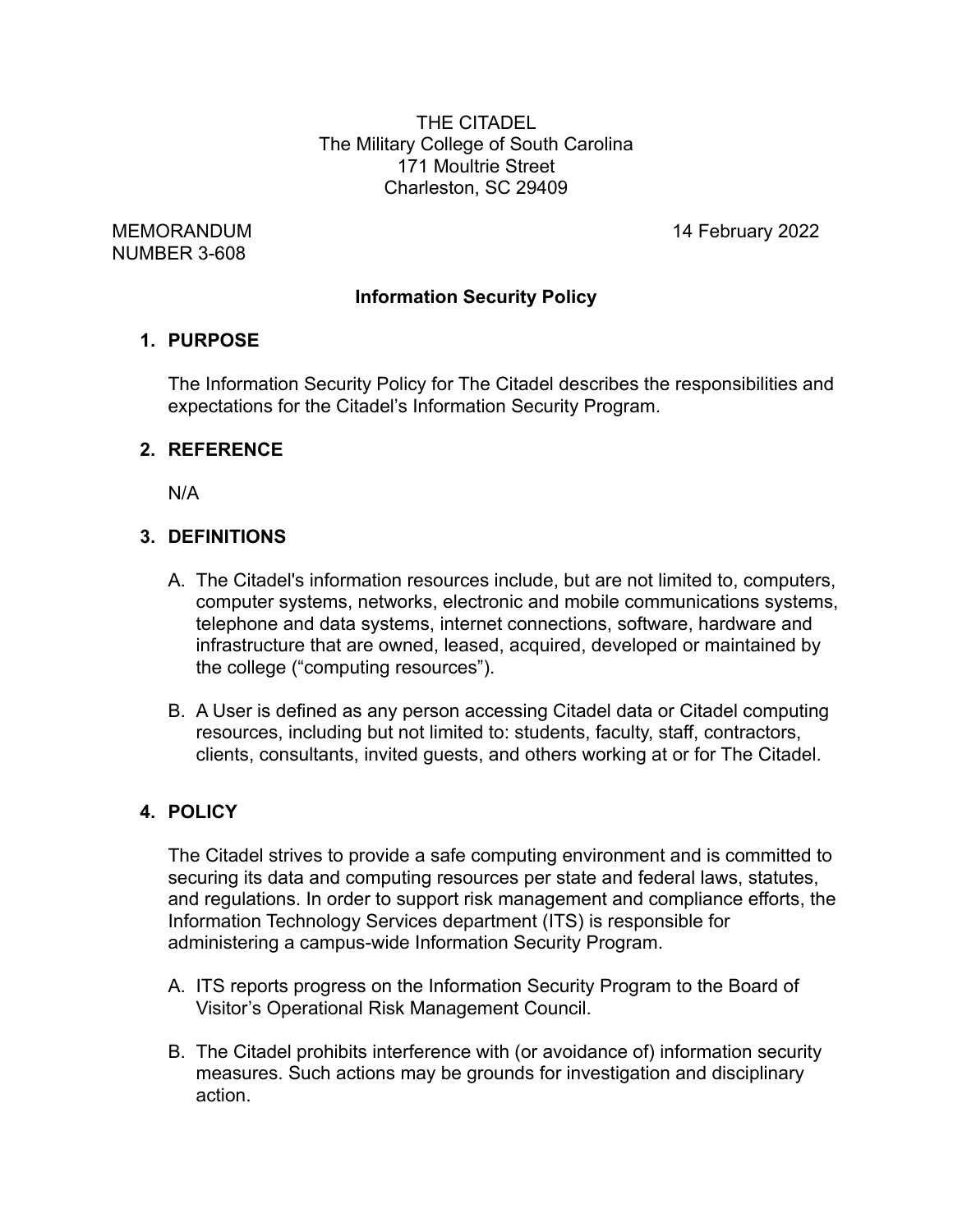THE CITADEL
The Military College of South Carolina
171 Moultrie Street
Charleston, SC 29409

MEMORANDUM
NUMBER 3-608

14 February 2022

**Information Security Policy**

## 1. PURPOSE

The Information Security Policy for The Citadel describes the responsibilities and expectations for the Citadel's Information Security Program.

## 2. REFERENCE

N/A

## 3. DEFINITIONS

A. The Citadel's information resources include, but are not limited to, computers, computer systems, networks, electronic and mobile communications systems, telephone and data systems, internet connections, software, hardware and infrastructure that are owned, leased, acquired, developed or maintained by the college ("computing resources").

B. A User is defined as any person accessing Citadel data or Citadel computing resources, including but not limited to: students, faculty, staff, contractors, clients, consultants, invited guests, and others working at or for The Citadel.

## 4. POLICY

The Citadel strives to provide a safe computing environment and is committed to securing its data and computing resources per state and federal laws, statutes, and regulations. In order to support risk management and compliance efforts, the Information Technology Services department (ITS) is responsible for administering a campus-wide Information Security Program.

A. ITS reports progress on the Information Security Program to the Board of Visitor's Operational Risk Management Council.

B. The Citadel prohibits interference with (or avoidance of) information security measures. Such actions may be grounds for investigation and disciplinary action.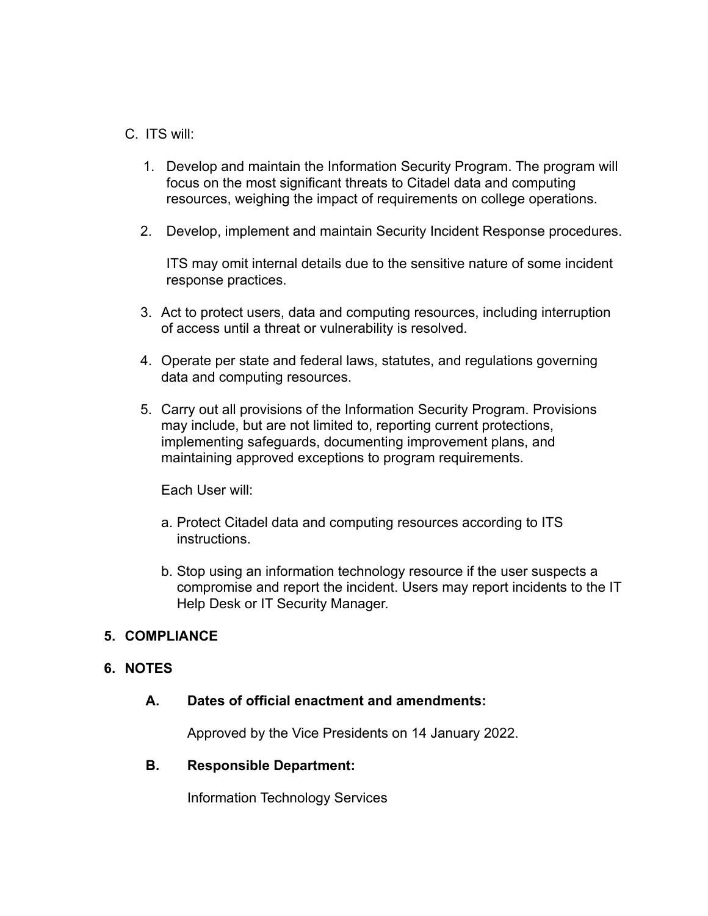C. ITS will:

1. Develop and maintain the Information Security Program. The program will focus on the most significant threats to Citadel data and computing resources, weighing the impact of requirements on college operations.

2. Develop, implement and maintain Security Incident Response procedures.

   ITS may omit internal details due to the sensitive nature of some incident response practices.

3. Act to protect users, data and computing resources, including interruption of access until a threat or vulnerability is resolved.

4. Operate per state and federal laws, statutes, and regulations governing data and computing resources.

5. Carry out all provisions of the Information Security Program. Provisions may include, but are not limited to, reporting current protections, implementing safeguards, documenting improvement plans, and maintaining approved exceptions to program requirements.

   Each User will:

   a. Protect Citadel data and computing resources according to ITS instructions.

   b. Stop using an information technology resource if the user suspects a compromise and report the incident. Users may report incidents to the IT Help Desk or IT Security Manager.

**5. COMPLIANCE**

**6. NOTES**

**A. Dates of official enactment and amendments:**

Approved by the Vice Presidents on 14 January 2022.

**B. Responsible Department:**

Information Technology Services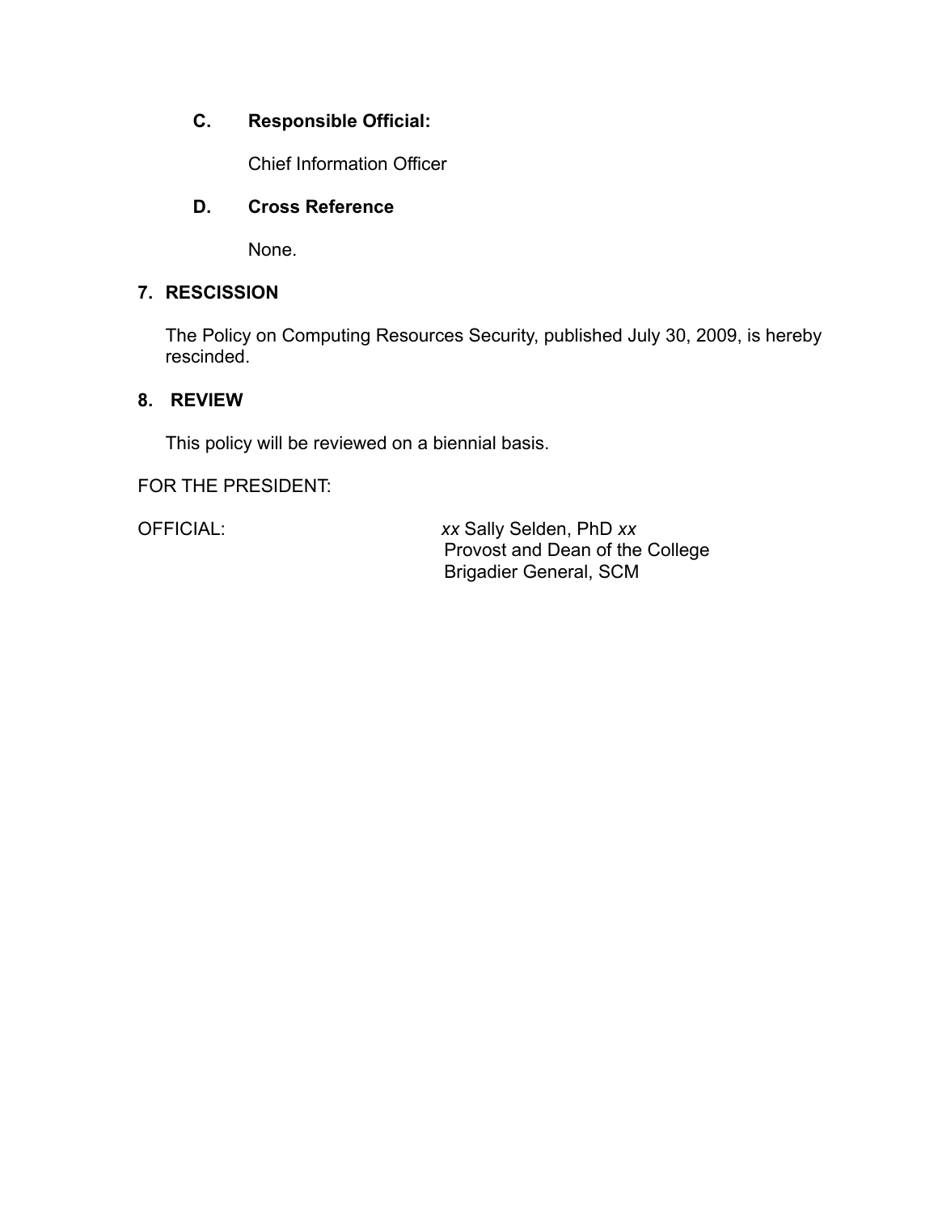### C. Responsible Official:

Chief Information Officer

### D. Cross Reference

None.

## 7. RESCISSION

The Policy on Computing Resources Security, published July 30, 2009, is hereby rescinded.

## 8. REVIEW

This policy will be reviewed on a biennial basis.

FOR THE PRESIDENT:

OFFICIAL: *xx* Sally Selden, PhD *xx*
Provost and Dean of the College
Brigadier General, SCM